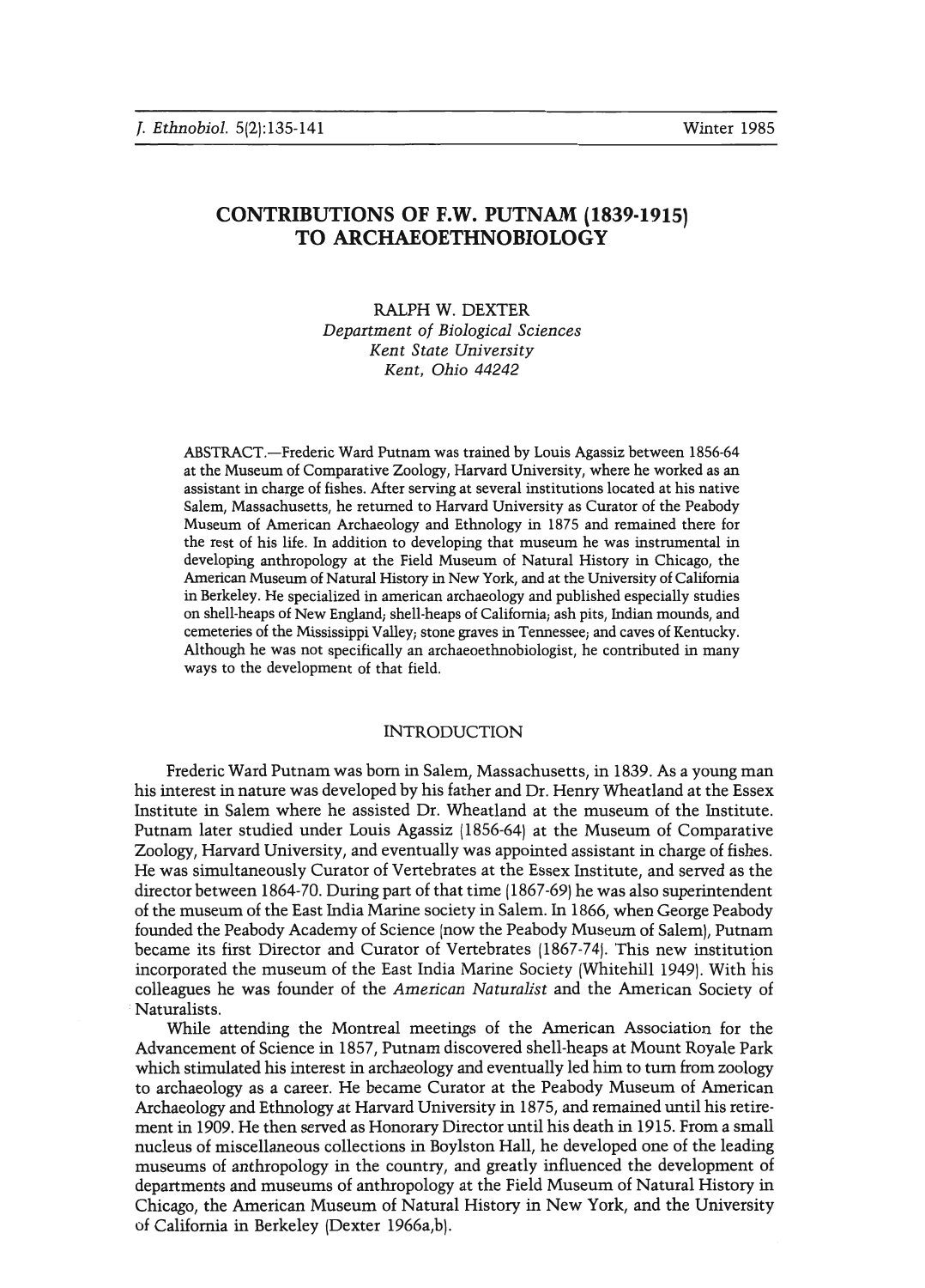# CONTRIBUTIONS OF F.W. PUTNAM (1839-1915) TO ARCHAEOETHNOBIOLOGY

RALPH W. DEXTER
*Department of Biological Sciences*
*Kent State University*
*Kent, Ohio 44242*

ABSTRACT.—Frederic Ward Putnam was trained by Louis Agassiz between 1856-64 at the Museum of Comparative Zoology, Harvard University, where he worked as an assistant in charge of fishes. After serving at several institutions located at his native Salem, Massachusetts, he returned to Harvard University as Curator of the Peabody Museum of American Archaeology and Ethnology in 1875 and remained there for the rest of his life. In addition to developing that museum he was instrumental in developing anthropology at the Field Museum of Natural History in Chicago, the American Museum of Natural History in New York, and at the University of California in Berkeley. He specialized in american archaeology and published especially studies on shell-heaps of New England; shell-heaps of California; ash pits, Indian mounds, and cemeteries of the Mississippi Valley; stone graves in Tennessee; and caves of Kentucky. Although he was not specifically an archaeoethnobiologist, he contributed in many ways to the development of that field.

## INTRODUCTION

Frederic Ward Putnam was born in Salem, Massachusetts, in 1839. As a young man his interest in nature was developed by his father and Dr. Henry Wheatland at the Essex Institute in Salem where he assisted Dr. Wheatland at the museum of the Institute. Putnam later studied under Louis Agassiz (1856-64) at the Museum of Comparative Zoology, Harvard University, and eventually was appointed assistant in charge of fishes. He was simultaneously Curator of Vertebrates at the Essex Institute, and served as the director between 1864-70. During part of that time (1867-69) he was also superintendent of the museum of the East India Marine society in Salem. In 1866, when George Peabody founded the Peabody Academy of Science (now the Peabody Museum of Salem), Putnam became its first Director and Curator of Vertebrates (1867-74). This new institution incorporated the museum of the East India Marine Society (Whitehill 1949). With his colleagues he was founder of the *American Naturalist* and the American Society of Naturalists.

While attending the Montreal meetings of the American Association for the Advancement of Science in 1857, Putnam discovered shell-heaps at Mount Royale Park which stimulated his interest in archaeology and eventually led him to turn from zoology to archaeology as a career. He became Curator at the Peabody Museum of American Archaeology and Ethnology at Harvard University in 1875, and remained until his retirement in 1909. He then served as Honorary Director until his death in 1915. From a small nucleus of miscellaneous collections in Boylston Hall, he developed one of the leading museums of anthropology in the country, and greatly influenced the development of departments and museums of anthropology at the Field Museum of Natural History in Chicago, the American Museum of Natural History in New York, and the University of California in Berkeley (Dexter 1966a,b).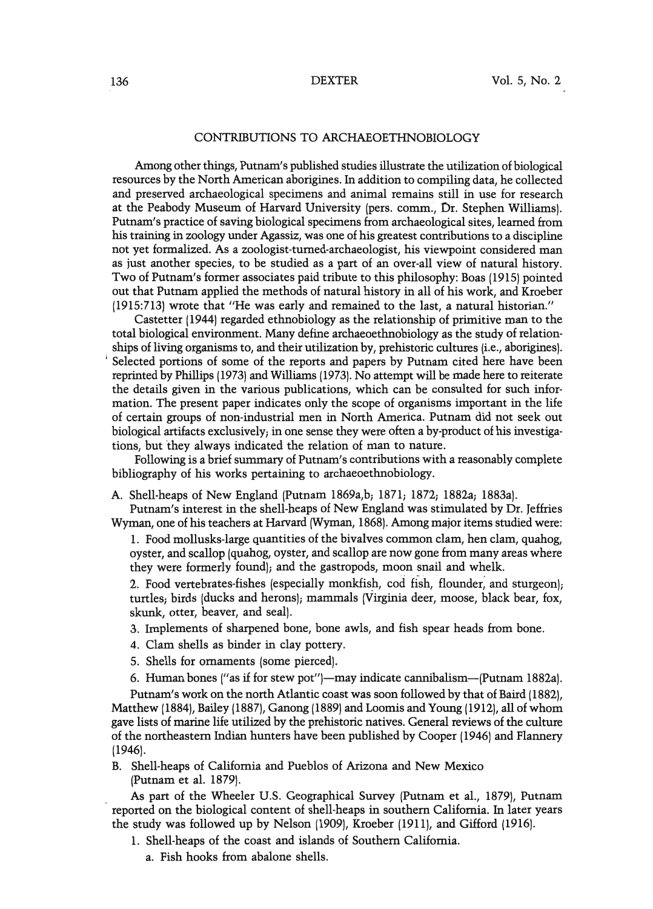## CONTRIBUTIONS TO ARCHAEOETHNOBIOLOGY

Among other things, Putnam's published studies illustrate the utilization of biological resources by the North American aborigines. In addition to compiling data, he collected and preserved archaeological specimens and animal remains still in use for research at the Peabody Museum of Harvard University (pers. comm., Dr. Stephen Williams). Putnam's practice of saving biological specimens from archaeological sites, learned from his training in zoology under Agassiz, was one of his greatest contributions to a discipline not yet formalized. As a zoologist-turned-archaeologist, his viewpoint considered man as just another species, to be studied as a part of an over-all view of natural history. Two of Putnam's former associates paid tribute to this philosophy: Boas (1915) pointed out that Putnam applied the methods of natural history in all of his work, and Kroeber (1915:713) wrote that "He was early and remained to the last, a natural historian."

Castetter (1944) regarded ethnobiology as the relationship of primitive man to the total biological environment. Many define archaeoethnobiology as the study of relationships of living organisms to, and their utilization by, prehistoric cultures (i.e., aborigines). Selected portions of some of the reports and papers by Putnam cited here have been reprinted by Phillips (1973) and Williams (1973). No attempt will be made here to reiterate the details given in the various publications, which can be consulted for such information. The present paper indicates only the scope of organisms important in the life of certain groups of non-industrial men in North America. Putnam did not seek out biological artifacts exclusively; in one sense they were often a by-product of his investigations, but they always indicated the relation of man to nature.

Following is a brief summary of Putnam's contributions with a reasonably complete bibliography of his works pertaining to archaeoethnobiology.

A. Shell-heaps of New England (Putnam 1869a,b; 1871; 1872; 1882a; 1883a).

Putnam's interest in the shell-heaps of New England was stimulated by Dr. Jeffries Wyman, one of his teachers at Harvard (Wyman, 1868). Among major items studied were:

1. Food mollusks-large quantities of the bivalves common clam, hen clam, quahog, oyster, and scallop (quahog, oyster, and scallop are now gone from many areas where they were formerly found); and the gastropods, moon snail and whelk.
2. Food vertebrates-fishes (especially monkfish, cod fish, flounder, and sturgeon); turtles; birds (ducks and herons); mammals (Virginia deer, moose, black bear, fox, skunk, otter, beaver, and seal).
3. Implements of sharpened bone, bone awls, and fish spear heads from bone.
4. Clam shells as binder in clay pottery.
5. Shells for ornaments (some pierced).
6. Human bones ("as if for stew pot")—may indicate cannibalism—(Putnam 1882a).

Putnam's work on the north Atlantic coast was soon followed by that of Baird (1882), Matthew (1884), Bailey (1887), Ganong (1889) and Loomis and Young (1912), all of whom gave lists of marine life utilized by the prehistoric natives. General reviews of the culture of the northeastern Indian hunters have been published by Cooper (1946) and Flannery (1946).

B. Shell-heaps of California and Pueblos of Arizona and New Mexico (Putnam et al. 1879).

As part of the Wheeler U.S. Geographical Survey (Putnam et al., 1879), Putnam reported on the biological content of shell-heaps in southern California. In later years the study was followed up by Nelson (1909), Kroeber (1911), and Gifford (1916).

1. Shell-heaps of the coast and islands of Southern California.
   a. Fish hooks from abalone shells.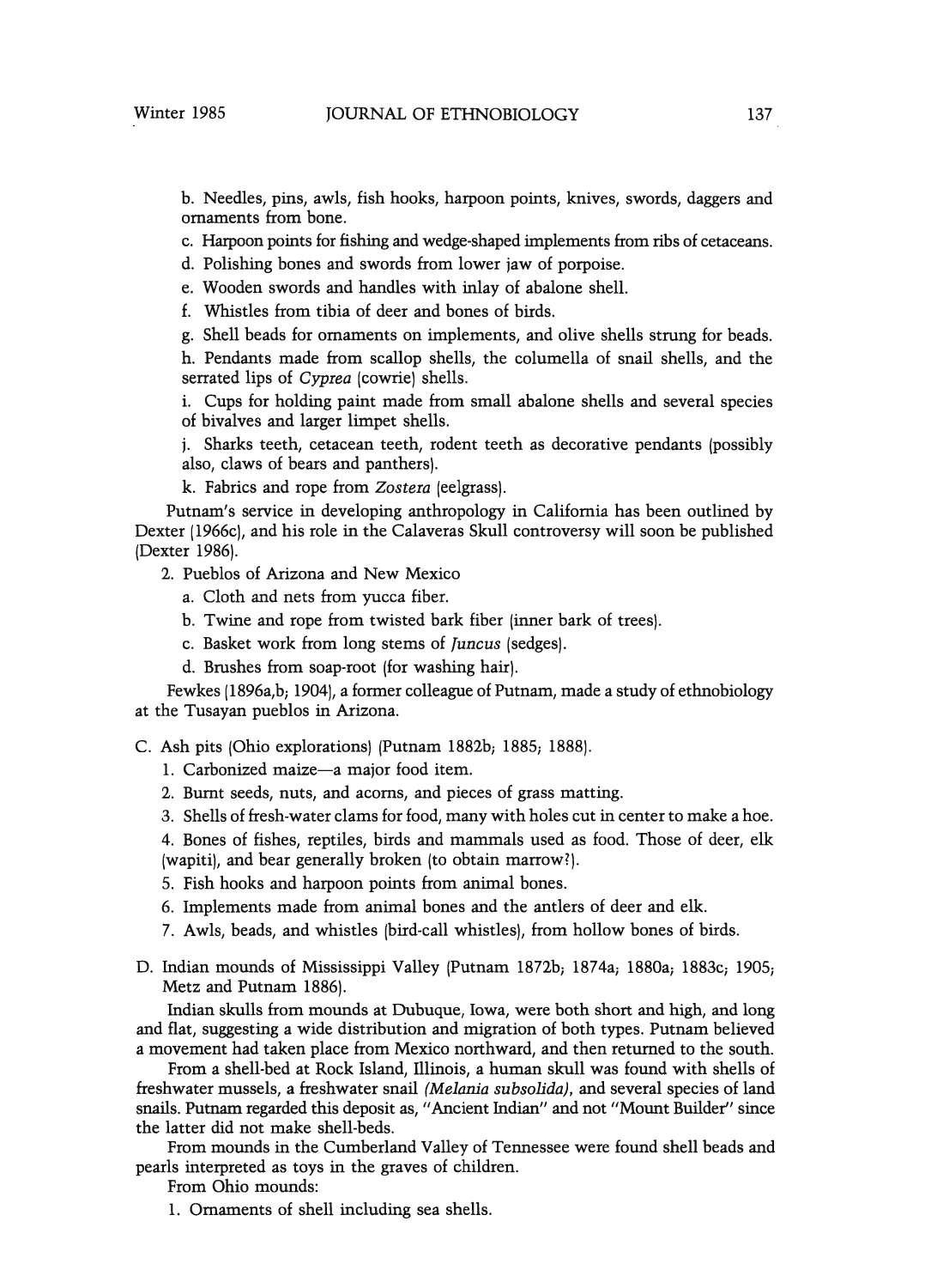b. Needles, pins, awls, fish hooks, harpoon points, knives, swords, daggers and ornaments from bone.

c. Harpoon points for fishing and wedge-shaped implements from ribs of cetaceans.

d. Polishing bones and swords from lower jaw of porpoise.

e. Wooden swords and handles with inlay of abalone shell.

f. Whistles from tibia of deer and bones of birds.

g. Shell beads for ornaments on implements, and olive shells strung for beads.

h. Pendants made from scallop shells, the columella of snail shells, and the serrated lips of *Cyprea* (cowrie) shells.

i. Cups for holding paint made from small abalone shells and several species of bivalves and larger limpet shells.

j. Sharks teeth, cetacean teeth, rodent teeth as decorative pendants (possibly also, claws of bears and panthers).

k. Fabrics and rope from *Zostera* (eelgrass).

Putnam's service in developing anthropology in California has been outlined by Dexter (1966c), and his role in the Calaveras Skull controversy will soon be published (Dexter 1986).

2. Pueblos of Arizona and New Mexico

   a. Cloth and nets from yucca fiber.

   b. Twine and rope from twisted bark fiber (inner bark of trees).

   c. Basket work from long stems of *Juncus* (sedges).

   d. Brushes from soap-root (for washing hair).

Fewkes (1896a,b; 1904), a former colleague of Putnam, made a study of ethnobiology at the Tusayan pueblos in Arizona.

C. Ash pits (Ohio explorations) (Putnam 1882b; 1885; 1888).

1. Carbonized maize—a major food item.
2. Burnt seeds, nuts, and acorns, and pieces of grass matting.
3. Shells of fresh-water clams for food, many with holes cut in center to make a hoe.
4. Bones of fishes, reptiles, birds and mammals used as food. Those of deer, elk (wapiti), and bear generally broken (to obtain marrow?).
5. Fish hooks and harpoon points from animal bones.
6. Implements made from animal bones and the antlers of deer and elk.
7. Awls, beads, and whistles (bird-call whistles), from hollow bones of birds.

D. Indian mounds of Mississippi Valley (Putnam 1872b; 1874a; 1880a; 1883c; 1905; Metz and Putnam 1886).

Indian skulls from mounds at Dubuque, Iowa, were both short and high, and long and flat, suggesting a wide distribution and migration of both types. Putnam believed a movement had taken place from Mexico northward, and then returned to the south.

From a shell-bed at Rock Island, Illinois, a human skull was found with shells of freshwater mussels, a freshwater snail *(Melania subsolida)*, and several species of land snails. Putnam regarded this deposit as, "Ancient Indian" and not "Mount Builder" since the latter did not make shell-beds.

From mounds in the Cumberland Valley of Tennessee were found shell beads and pearls interpreted as toys in the graves of children.

From Ohio mounds:

1. Ornaments of shell including sea shells.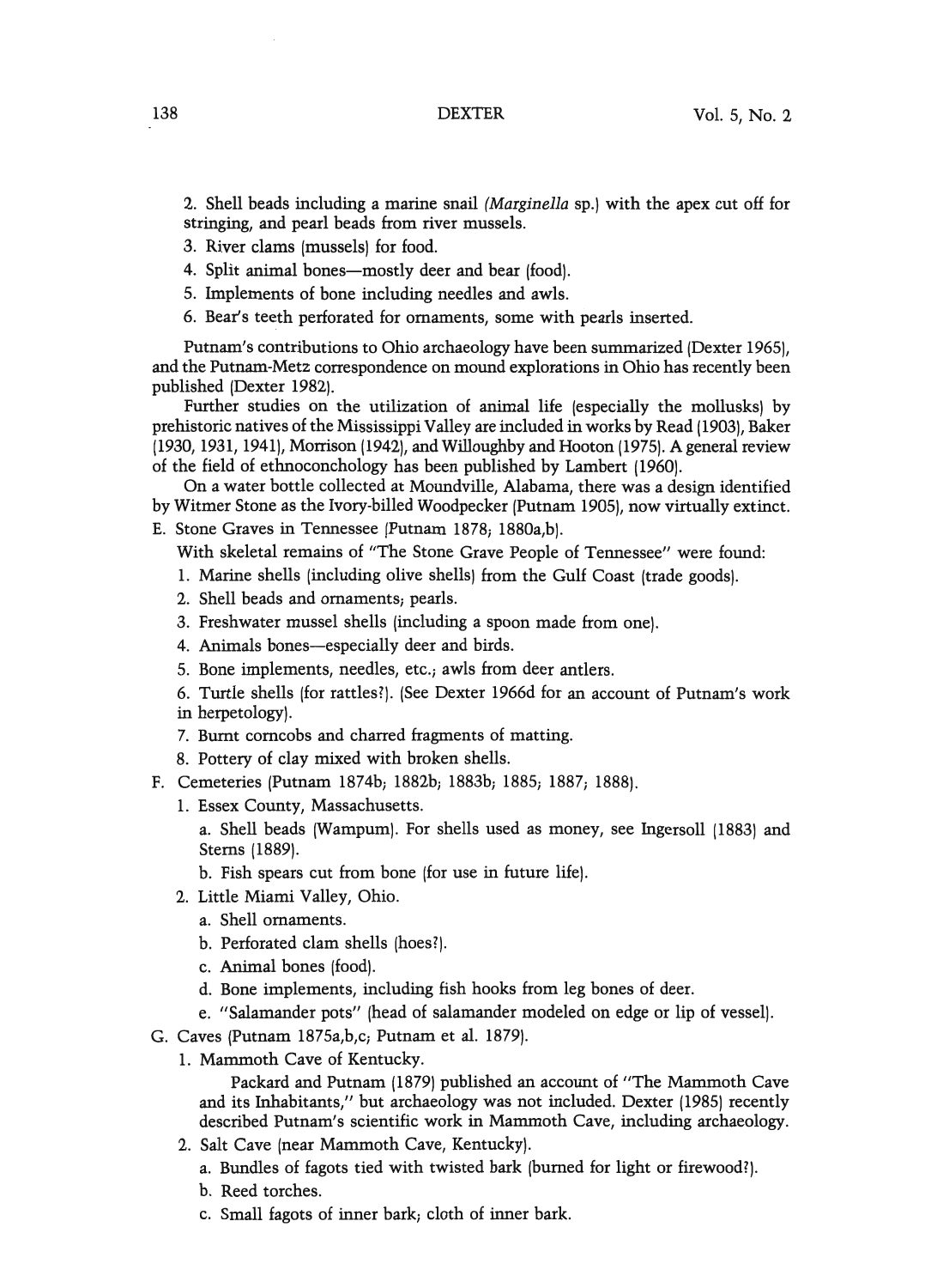2. Shell beads including a marine snail *(Marginella* sp.) with the apex cut off for stringing, and pearl beads from river mussels.
3. River clams (mussels) for food.
4. Split animal bones—mostly deer and bear (food).
5. Implements of bone including needles and awls.
6. Bear's teeth perforated for ornaments, some with pearls inserted.

Putnam's contributions to Ohio archaeology have been summarized (Dexter 1965), and the Putnam-Metz correspondence on mound explorations in Ohio has recently been published (Dexter 1982).

Further studies on the utilization of animal life (especially the mollusks) by prehistoric natives of the Mississippi Valley are included in works by Read (1903), Baker (1930, 1931, 1941), Morrison (1942), and Willoughby and Hooton (1975). A general review of the field of ethnoconchology has been published by Lambert (1960).

On a water bottle collected at Moundville, Alabama, there was a design identified by Witmer Stone as the Ivory-billed Woodpecker (Putnam 1905), now virtually extinct.

E. Stone Graves in Tennessee (Putnam 1878; 1880a,b).

With skeletal remains of "The Stone Grave People of Tennessee" were found:

1. Marine shells (including olive shells) from the Gulf Coast (trade goods).
2. Shell beads and ornaments; pearls.
3. Freshwater mussel shells (including a spoon made from one).
4. Animals bones—especially deer and birds.
5. Bone implements, needles, etc.; awls from deer antlers.
6. Turtle shells (for rattles?). (See Dexter 1966d for an account of Putnam's work in herpetology).
7. Burnt corncobs and charred fragments of matting.
8. Pottery of clay mixed with broken shells.

F. Cemeteries (Putnam 1874b; 1882b; 1883b; 1885; 1887; 1888).

1. Essex County, Massachusetts.
   a. Shell beads (Wampum). For shells used as money, see Ingersoll (1883) and Sterns (1889).
   b. Fish spears cut from bone (for use in future life).
2. Little Miami Valley, Ohio.
   a. Shell ornaments.
   b. Perforated clam shells (hoes?).
   c. Animal bones (food).
   d. Bone implements, including fish hooks from leg bones of deer.
   e. "Salamander pots" (head of salamander modeled on edge or lip of vessel).

G. Caves (Putnam 1875a,b,c; Putnam et al. 1879).

1. Mammoth Cave of Kentucky.

   Packard and Putnam (1879) published an account of "The Mammoth Cave and its Inhabitants," but archaeology was not included. Dexter (1985) recently described Putnam's scientific work in Mammoth Cave, including archaeology.
2. Salt Cave (near Mammoth Cave, Kentucky).
   a. Bundles of fagots tied with twisted bark (burned for light or firewood?).
   b. Reed torches.
   c. Small fagots of inner bark; cloth of inner bark.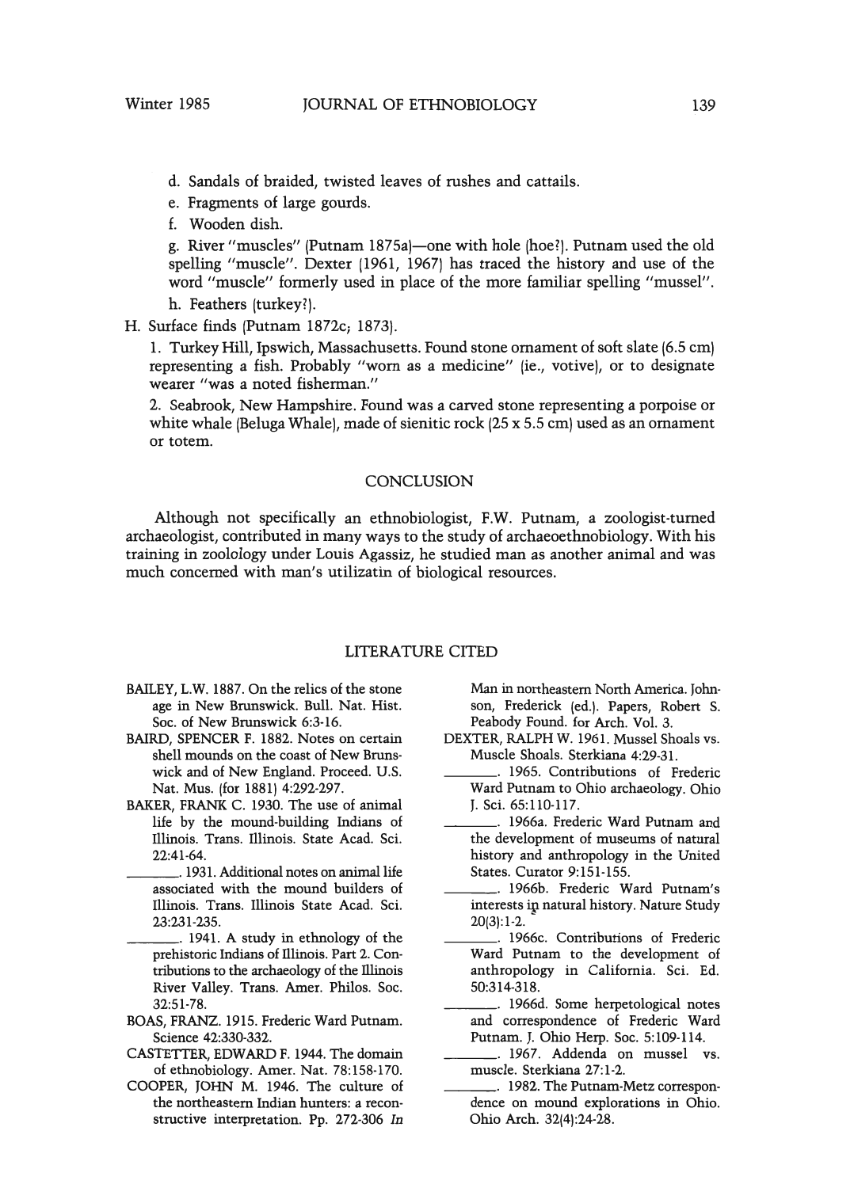d. Sandals of braided, twisted leaves of rushes and cattails.

e. Fragments of large gourds.

f. Wooden dish.

g. River "muscles" (Putnam 1875a)—one with hole (hoe?). Putnam used the old spelling "muscle". Dexter (1961, 1967) has traced the history and use of the word "muscle" formerly used in place of the more familiar spelling "mussel".

h. Feathers (turkey?).

H. Surface finds (Putnam 1872c; 1873).

1. Turkey Hill, Ipswich, Massachusetts. Found stone ornament of soft slate (6.5 cm) representing a fish. Probably "worn as a medicine" (ie., votive), or to designate wearer "was a noted fisherman."

2. Seabrook, New Hampshire. Found was a carved stone representing a porpoise or white whale (Beluga Whale), made of sienitic rock (25 x 5.5 cm) used as an ornament or totem.

## CONCLUSION

Although not specifically an ethnobiologist, F.W. Putnam, a zoologist-turned archaeologist, contributed in many ways to the study of archaeoethnobiology. With his training in zoolology under Louis Agassiz, he studied man as another animal and was much concerned with man's utilizatin of biological resources.

## LITERATURE CITED

BAILEY, L.W. 1887. On the relics of the stone age in New Brunswick. Bull. Nat. Hist. Soc. of New Brunswick 6:3-16.

BAIRD, SPENCER F. 1882. Notes on certain shell mounds on the coast of New Brunswick and of New England. Proceed. U.S. Nat. Mus. (for 1881) 4:292-297.

BAKER, FRANK C. 1930. The use of animal life by the mound-building Indians of Illinois. Trans. Illinois. State Acad. Sci. 22:41-64.

\_\_\_\_\_\_\_. 1931. Additional notes on animal life associated with the mound builders of Illinois. Trans. Illinois State Acad. Sci. 23:231-235.

\_\_\_\_\_\_\_. 1941. A study in ethnology of the prehistoric Indians of Illinois. Part 2. Contributions to the archaeology of the Illinois River Valley. Trans. Amer. Philos. Soc. 32:51-78.

BOAS, FRANZ. 1915. Frederic Ward Putnam. Science 42:330-332.

CASTETTER, EDWARD F. 1944. The domain of ethnobiology. Amer. Nat. 78:158-170.

COOPER, JOHN M. 1946. The culture of the northeastern Indian hunters: a reconstructive interpretation. Pp. 272-306 *In* Man in northeastern North America. Johnson, Frederick (ed.). Papers, Robert S. Peabody Found. for Arch. Vol. 3.

DEXTER, RALPH W. 1961. Mussel Shoals vs. Muscle Shoals. Sterkiana 4:29-31.

\_\_\_\_\_\_\_. 1965. Contributions of Frederic Ward Putnam to Ohio archaeology. Ohio J. Sci. 65:110-117.

\_\_\_\_\_\_\_. 1966a. Frederic Ward Putnam and the development of museums of natural history and anthropology in the United States. Curator 9:151-155.

\_\_\_\_\_\_\_. 1966b. Frederic Ward Putnam's interests in natural history. Nature Study 20(3):1-2.

\_\_\_\_\_\_\_. 1966c. Contributions of Frederic Ward Putnam to the development of anthropology in California. Sci. Ed. 50:314-318.

\_\_\_\_\_\_\_. 1966d. Some herpetological notes and correspondence of Frederic Ward Putnam. J. Ohio Herp. Soc. 5:109-114.

\_\_\_\_\_\_\_. 1967. Addenda on mussel vs. muscle. Sterkiana 27:1-2.

\_\_\_\_\_\_\_. 1982. The Putnam-Metz correspondence on mound explorations in Ohio. Ohio Arch. 32(4):24-28.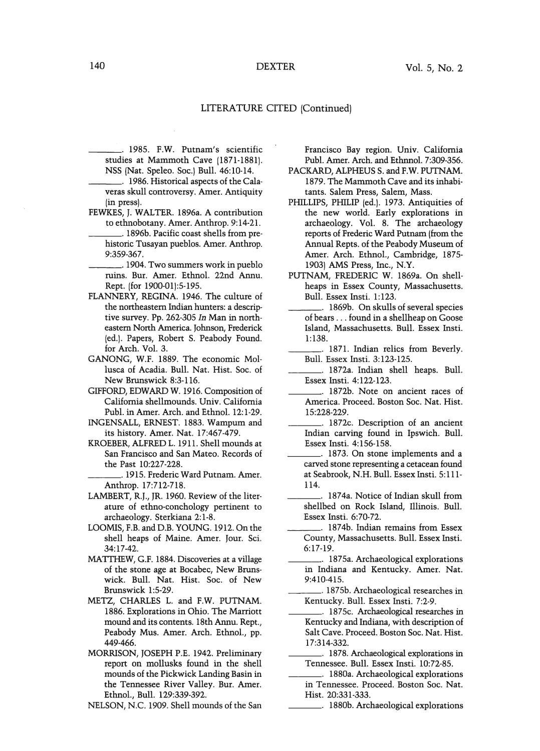LITERATURE CITED (Continued)

\_\_\_\_\_\_\_. 1985. F.W. Putnam's scientific studies at Mammoth Cave (1871-1881). NSS (Nat. Speleo. Soc.) Bull. 46:10-14.

\_\_\_\_\_\_\_. 1986. Historical aspects of the Calaveras skull controversy. Amer. Antiquity (in press).

FEWKES, J. WALTER. 1896a. A contribution to ethnobotany. Amer. Anthrop. 9:14-21.

\_\_\_\_\_\_\_. 1896b. Pacific coast shells from prehistoric Tusayan pueblos. Amer. Anthrop. 9:359-367.

\_\_\_\_\_\_\_. 1904. Two summers work in pueblo ruins. Bur. Amer. Ethnol. 22nd Annu. Rept. (for 1900-01):5-195.

FLANNERY, REGINA. 1946. The culture of the northeastern Indian hunters: a descriptive survey. Pp. 262-305 *In* Man in northeastern North America. Johnson, Frederick (ed.). Papers, Robert S. Peabody Found. for Arch. Vol. 3.

GANONG, W.F. 1889. The economic Mollusca of Acadia. Bull. Nat. Hist. Soc. of New Brunswick 8:3-116.

GIFFORD, EDWARD W. 1916. Composition of California shellmounds. Univ. California Publ. in Amer. Arch. and Ethnol. 12:1-29.

INGENSALL, ERNEST. 1883. Wampum and its history. Amer. Nat. 17:467-479.

KROEBER, ALFRED L. 1911. Shell mounds at San Francisco and San Mateo. Records of the Past 10:227-228.

\_\_\_\_\_\_\_. 1915. Frederic Ward Putnam. Amer. Anthrop. 17:712-718.

LAMBERT, R.J., JR. 1960. Review of the literature of ethno-conchology pertinent to archaeology. Sterkiana 2:1-8.

LOOMIS, F.B. and D.B. YOUNG. 1912. On the shell heaps of Maine. Amer. Jour. Sci. 34:17-42.

MATTHEW, G.F. 1884. Discoveries at a village of the stone age at Bocabec, New Brunswick. Bull. Nat. Hist. Soc. of New Brunswick 1:5-29.

METZ, CHARLES L. and F.W. PUTNAM. 1886. Explorations in Ohio. The Marriott mound and its contents. 18th Annu. Rept., Peabody Mus. Amer. Arch. Ethnol., pp. 449-466.

MORRISON, JOSEPH P.E. 1942. Preliminary report on mollusks found in the shell mounds of the Pickwick Landing Basin in the Tennessee River Valley. Bur. Amer. Ethnol., Bull. 129:339-392.

NELSON, N.C. 1909. Shell mounds of the San Francisco Bay region. Univ. California Publ. Amer. Arch. and Ethnnol. 7:309-356.

PACKARD, ALPHEUS S. and F.W. PUTNAM. 1879. The Mammoth Cave and its inhabitants. Salem Press, Salem, Mass.

PHILLIPS, PHILIP (ed.). 1973. Antiquities of the new world. Early explorations in archaeology. Vol. 8. The archaeology reports of Frederic Ward Putnam (from the Annual Repts. of the Peabody Museum of Amer. Arch. Ethnol., Cambridge, 1875-1903) AMS Press, Inc., N.Y.

PUTNAM, FREDERIC W. 1869a. On shell-heaps in Essex County, Massachusetts. Bull. Essex Insti. 1:123.

\_\_\_\_\_\_\_. 1869b. On skulls of several species of bears . . . found in a shellheap on Goose Island, Massachusetts. Bull. Essex Insti. 1:138.

\_\_\_\_\_\_\_. 1871. Indian relics from Beverly. Bull. Essex Insti. 3:123-125.

\_\_\_\_\_\_\_. 1872a. Indian shell heaps. Bull. Essex Insti. 4:122-123.

\_\_\_\_\_\_\_. 1872b. Note on ancient races of America. Proceed. Boston Soc. Nat. Hist. 15:228-229.

\_\_\_\_\_\_\_. 1872c. Description of an ancient Indian carving found in Ipswich. Bull. Essex Insti. 4:156-158.

\_\_\_\_\_\_\_. 1873. On stone implements and a carved stone representing a cetacean found at Seabrook, N.H. Bull. Essex Insti. 5:111-114.

\_\_\_\_\_\_\_. 1874a. Notice of Indian skull from shellbed on Rock Island, Illinois. Bull. Essex Insti. 6:70-72.

\_\_\_\_\_\_\_. 1874b. Indian remains from Essex County, Massachusetts. Bull. Essex Insti. 6:17-19.

\_\_\_\_\_\_\_. 1875a. Archaeological explorations in Indiana and Kentucky. Amer. Nat. 9:410-415.

\_\_\_\_\_\_\_. 1875b. Archaeological researches in Kentucky. Bull. Essex Insti. 7:2-9.

\_\_\_\_\_\_\_. 1875c. Archaeological researches in Kentucky and Indiana, with description of Salt Cave. Proceed. Boston Soc. Nat. Hist. 17:314-332.

\_\_\_\_\_\_\_. 1878. Archaeological explorations in Tennessee. Bull. Essex Insti. 10:72-85.

\_\_\_\_\_\_\_. 1880a. Archaeological explorations in Tennessee. Proceed. Boston Soc. Nat. Hist. 20:331-333.

\_\_\_\_\_\_\_. 1880b. Archaeological explorations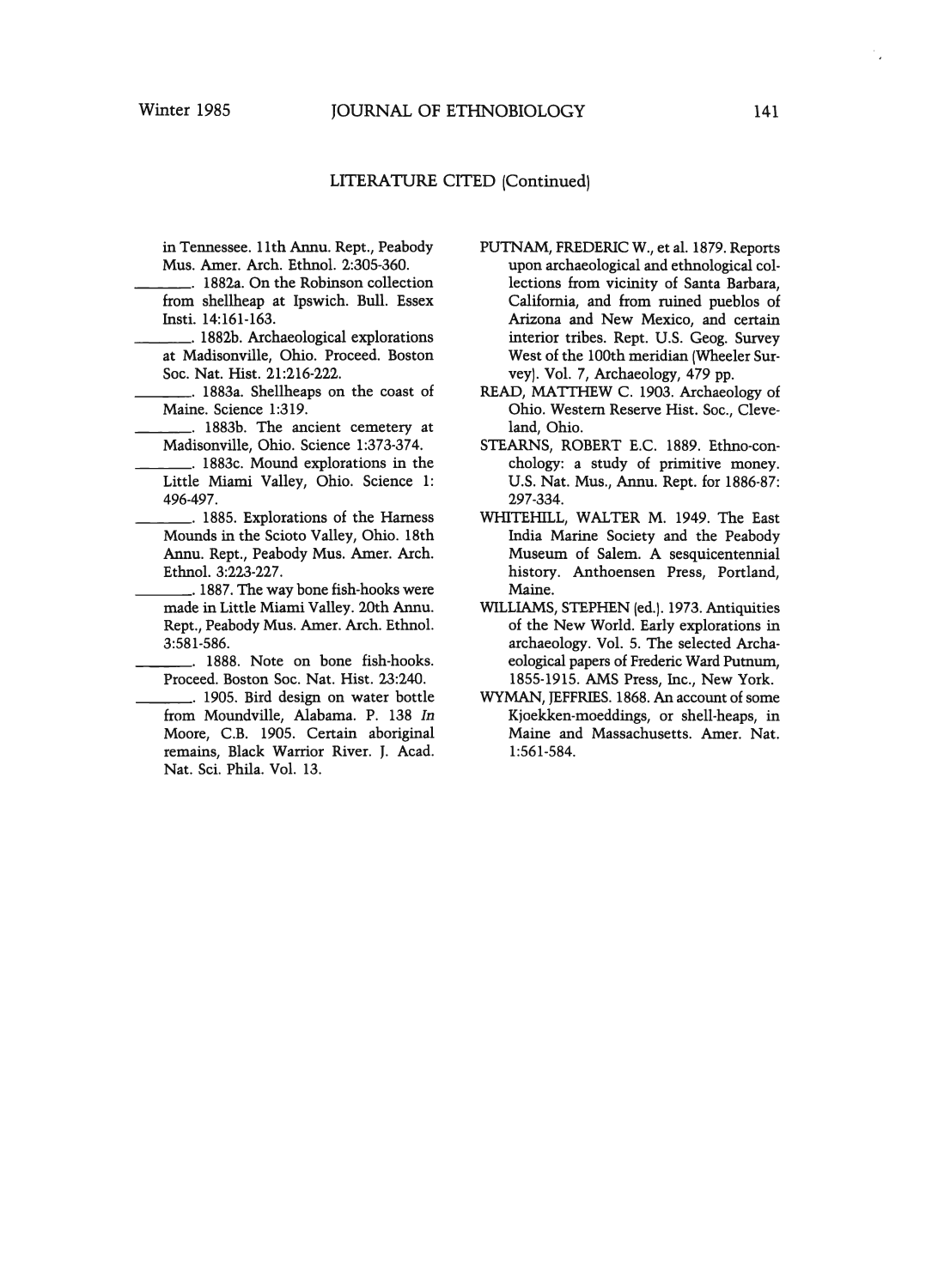## LITERATURE CITED (Continued)

in Tennessee. 11th Annu. Rept., Peabody Mus. Amer. Arch. Ethnol. 2:305-360.

_______. 1882a. On the Robinson collection from shellheap at Ipswich. Bull. Essex Insti. 14:161-163.

_______. 1882b. Archaeological explorations at Madisonville, Ohio. Proceed. Boston Soc. Nat. Hist. 21:216-222.

_______. 1883a. Shellheaps on the coast of Maine. Science 1:319.

_______. 1883b. The ancient cemetery at Madisonville, Ohio. Science 1:373-374.

_______. 1883c. Mound explorations in the Little Miami Valley, Ohio. Science 1: 496-497.

_______. 1885. Explorations of the Harness Mounds in the Scioto Valley, Ohio. 18th Annu. Rept., Peabody Mus. Amer. Arch. Ethnol. 3:223-227.

_______. 1887. The way bone fish-hooks were made in Little Miami Valley. 20th Annu. Rept., Peabody Mus. Amer. Arch. Ethnol. 3:581-586.

_______. 1888. Note on bone fish-hooks. Proceed. Boston Soc. Nat. Hist. 23:240.

_______. 1905. Bird design on water bottle from Moundville, Alabama. P. 138 *In* Moore, C.B. 1905. Certain aboriginal remains, Black Warrior River. J. Acad. Nat. Sci. Phila. Vol. 13.

PUTNAM, FREDERIC W., et al. 1879. Reports upon archaeological and ethnological collections from vicinity of Santa Barbara, California, and from ruined pueblos of Arizona and New Mexico, and certain interior tribes. Rept. U.S. Geog. Survey West of the 100th meridian (Wheeler Survey). Vol. 7, Archaeology, 479 pp.

READ, MATTHEW C. 1903. Archaeology of Ohio. Western Reserve Hist. Soc., Cleveland, Ohio.

STEARNS, ROBERT E.C. 1889. Ethno-conchology: a study of primitive money. U.S. Nat. Mus., Annu. Rept. for 1886-87: 297-334.

WHITEHILL, WALTER M. 1949. The East India Marine Society and the Peabody Museum of Salem. A sesquicentennial history. Anthoensen Press, Portland, Maine.

WILLIAMS, STEPHEN (ed.). 1973. Antiquities of the New World. Early explorations in archaeology. Vol. 5. The selected Archaeological papers of Frederic Ward Putnum, 1855-1915. AMS Press, Inc., New York.

WYMAN, JEFFRIES. 1868. An account of some Kjoekken-moeddings, or shell-heaps, in Maine and Massachusetts. Amer. Nat. 1:561-584.